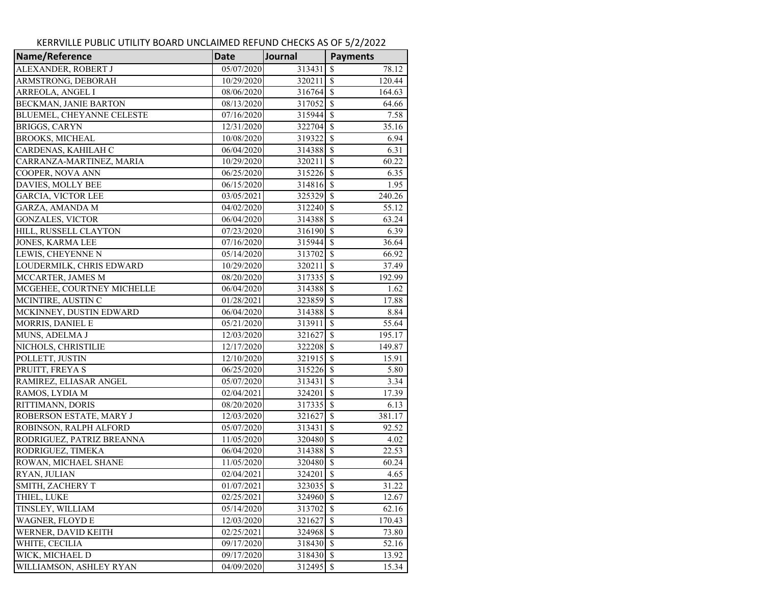KERRVILLE PUBLIC UTILITY BOARD UNCLAIMED REFUND CHECKS AS OF 5/2/2022

| Name/Reference | Date | Journal | Payments |
|---|---|---|---|
| ALEXANDER, ROBERT J | 05/07/2020 | 313431 | $ 78.12 |
| ARMSTRONG, DEBORAH | 10/29/2020 | 320211 | $ 120.44 |
| ARREOLA, ANGEL I | 08/06/2020 | 316764 | $ 164.63 |
| BECKMAN, JANIE BARTON | 08/13/2020 | 317052 | $ 64.66 |
| BLUEMEL, CHEYANNE CELESTE | 07/16/2020 | 315944 | $ 7.58 |
| BRIGGS, CARYN | 12/31/2020 | 322704 | $ 35.16 |
| BROOKS, MICHEAL | 10/08/2020 | 319322 | $ 6.94 |
| CARDENAS, KAHILAH C | 06/04/2020 | 314388 | $ 6.31 |
| CARRANZA-MARTINEZ, MARIA | 10/29/2020 | 320211 | $ 60.22 |
| COOPER, NOVA ANN | 06/25/2020 | 315226 | $ 6.35 |
| DAVIES, MOLLY BEE | 06/15/2020 | 314816 | $ 1.95 |
| GARCIA, VICTOR LEE | 03/05/2021 | 325329 | $ 240.26 |
| GARZA, AMANDA M | 04/02/2020 | 312240 | $ 55.12 |
| GONZALES, VICTOR | 06/04/2020 | 314388 | $ 63.24 |
| HILL, RUSSELL CLAYTON | 07/23/2020 | 316190 | $ 6.39 |
| JONES, KARMA LEE | 07/16/2020 | 315944 | $ 36.64 |
| LEWIS, CHEYENNE N | 05/14/2020 | 313702 | $ 66.92 |
| LOUDERMILK, CHRIS EDWARD | 10/29/2020 | 320211 | $ 37.49 |
| MCCARTER, JAMES M | 08/20/2020 | 317335 | $ 192.99 |
| MCGEHEE, COURTNEY MICHELLE | 06/04/2020 | 314388 | $ 1.62 |
| MCINTIRE, AUSTIN C | 01/28/2021 | 323859 | $ 17.88 |
| MCKINNEY, DUSTIN EDWARD | 06/04/2020 | 314388 | $ 8.84 |
| MORRIS, DANIEL E | 05/21/2020 | 313911 | $ 55.64 |
| MUNS, ADELMA J | 12/03/2020 | 321627 | $ 195.17 |
| NICHOLS, CHRISTILIE | 12/17/2020 | 322208 | $ 149.87 |
| POLLETT, JUSTIN | 12/10/2020 | 321915 | $ 15.91 |
| PRUITT, FREYA S | 06/25/2020 | 315226 | $ 5.80 |
| RAMIREZ, ELIASAR ANGEL | 05/07/2020 | 313431 | $ 3.34 |
| RAMOS, LYDIA M | 02/04/2021 | 324201 | $ 17.39 |
| RITTIMANN, DORIS | 08/20/2020 | 317335 | $ 6.13 |
| ROBERSON ESTATE, MARY J | 12/03/2020 | 321627 | $ 381.17 |
| ROBINSON, RALPH ALFORD | 05/07/2020 | 313431 | $ 92.52 |
| RODRIGUEZ, PATRIZ BREANNA | 11/05/2020 | 320480 | $ 4.02 |
| RODRIGUEZ, TIMEKA | 06/04/2020 | 314388 | $ 22.53 |
| ROWAN, MICHAEL SHANE | 11/05/2020 | 320480 | $ 60.24 |
| RYAN, JULIAN | 02/04/2021 | 324201 | $ 4.65 |
| SMITH, ZACHERY T | 01/07/2021 | 323035 | $ 31.22 |
| THIEL, LUKE | 02/25/2021 | 324960 | $ 12.67 |
| TINSLEY, WILLIAM | 05/14/2020 | 313702 | $ 62.16 |
| WAGNER, FLOYD E | 12/03/2020 | 321627 | $ 170.43 |
| WERNER, DAVID KEITH | 02/25/2021 | 324968 | $ 73.80 |
| WHITE, CECILIA | 09/17/2020 | 318430 | $ 52.16 |
| WICK, MICHAEL D | 09/17/2020 | 318430 | $ 13.92 |
| WILLIAMSON, ASHLEY RYAN | 04/09/2020 | 312495 | $ 15.34 |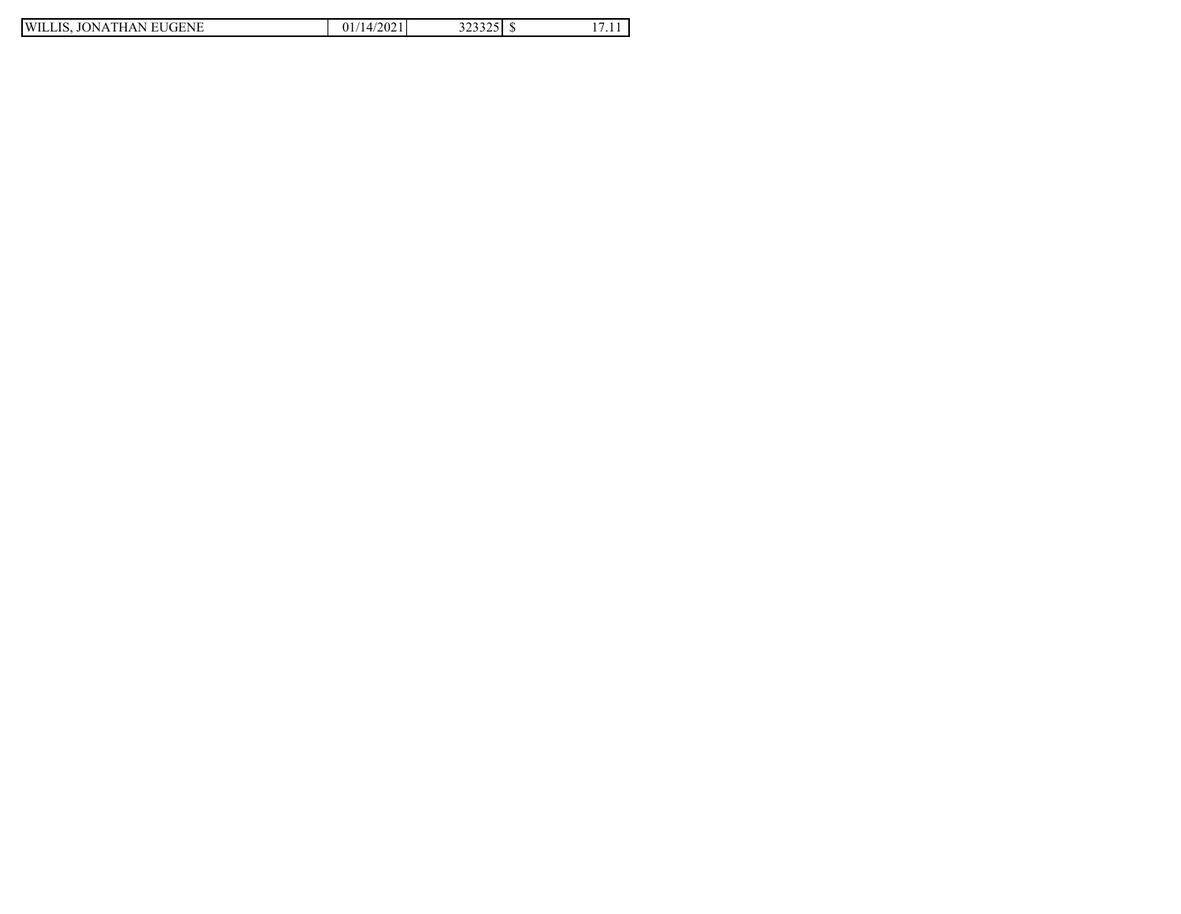| | | | | |
|---|---|---|---|---|
| WILLIS, JONATHAN EUGENE | 01/14/2021 | 323325 | $ | 17.11 |